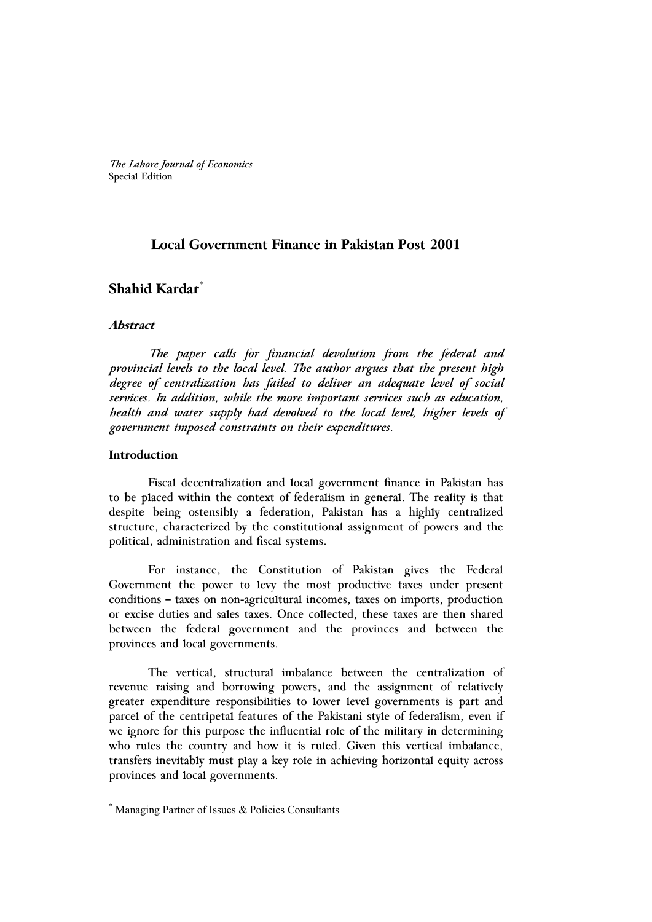*The Lahore Journal of Economics*
Special Edition

# Local Government Finance in Pakistan Post 2001

**Shahid Kardar**[*]

***Abstract***

*The paper calls for financial devolution from the federal and provincial levels to the local level. The author argues that the present high degree of centralization has failed to deliver an adequate level of social services. In addition, while the more important services such as education, health and water supply had devolved to the local level, higher levels of government imposed constraints on their expenditures.*

## Introduction

Fiscal decentralization and local government finance in Pakistan has to be placed within the context of federalism in general. The reality is that despite being ostensibly a federation, Pakistan has a highly centralized structure, characterized by the constitutional assignment of powers and the political, administration and fiscal systems.

For instance, the Constitution of Pakistan gives the Federal Government the power to levy the most productive taxes under present conditions – taxes on non-agricultural incomes, taxes on imports, production or excise duties and sales taxes. Once collected, these taxes are then shared between the federal government and the provinces and between the provinces and local governments.

The vertical, structural imbalance between the centralization of revenue raising and borrowing powers, and the assignment of relatively greater expenditure responsibilities to lower level governments is part and parcel of the centripetal features of the Pakistani style of federalism, even if we ignore for this purpose the influential role of the military in determining who rules the country and how it is ruled. Given this vertical imbalance, transfers inevitably must play a key role in achieving horizontal equity across provinces and local governments.

---

[*] Managing Partner of Issues & Policies Consultants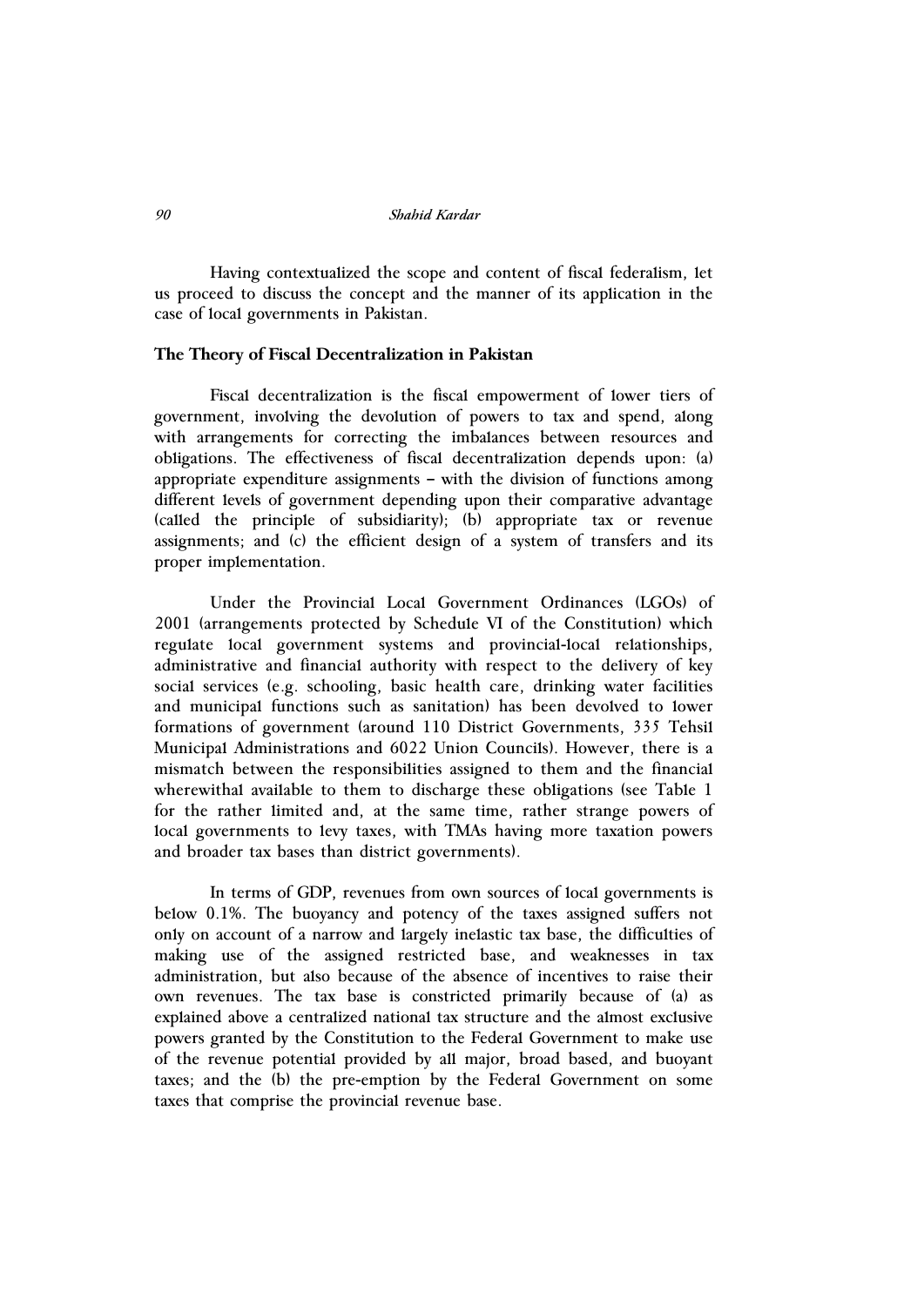Having contextualized the scope and content of fiscal federalism, let us proceed to discuss the concept and the manner of its application in the case of local governments in Pakistan.

### The Theory of Fiscal Decentralization in Pakistan

Fiscal decentralization is the fiscal empowerment of lower tiers of government, involving the devolution of powers to tax and spend, along with arrangements for correcting the imbalances between resources and obligations. The effectiveness of fiscal decentralization depends upon: (a) appropriate expenditure assignments – with the division of functions among different levels of government depending upon their comparative advantage (called the principle of subsidiarity); (b) appropriate tax or revenue assignments; and (c) the efficient design of a system of transfers and its proper implementation.

Under the Provincial Local Government Ordinances (LGOs) of 2001 (arrangements protected by Schedule VI of the Constitution) which regulate local government systems and provincial-local relationships, administrative and financial authority with respect to the delivery of key social services (e.g. schooling, basic health care, drinking water facilities and municipal functions such as sanitation) has been devolved to lower formations of government (around 110 District Governments, 335 Tehsil Municipal Administrations and 6022 Union Councils). However, there is a mismatch between the responsibilities assigned to them and the financial wherewithal available to them to discharge these obligations (see Table 1 for the rather limited and, at the same time, rather strange powers of local governments to levy taxes, with TMAs having more taxation powers and broader tax bases than district governments).

In terms of GDP, revenues from own sources of local governments is below 0.1%. The buoyancy and potency of the taxes assigned suffers not only on account of a narrow and largely inelastic tax base, the difficulties of making use of the assigned restricted base, and weaknesses in tax administration, but also because of the absence of incentives to raise their own revenues. The tax base is constricted primarily because of (a) as explained above a centralized national tax structure and the almost exclusive powers granted by the Constitution to the Federal Government to make use of the revenue potential provided by all major, broad based, and buoyant taxes; and the (b) the pre-emption by the Federal Government on some taxes that comprise the provincial revenue base.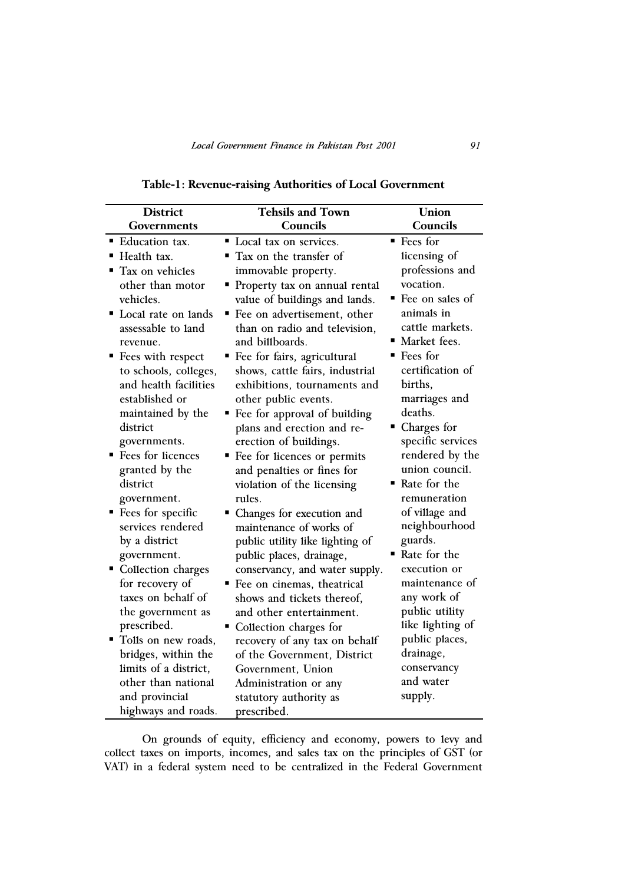**Table-1: Revenue-raising Authorities of Local Government**

| District Governments | Tehsils and Town Councils | Union Councils |
|---|---|---|
| ▪ Education tax.<br>▪ Health tax.<br>▪ Tax on vehicles other than motor vehicles.<br>▪ Local rate on lands assessable to land revenue.<br>▪ Fees with respect to schools, colleges, and health facilities established or maintained by the district governments.<br>▪ Fees for licences granted by the district government.<br>▪ Fees for specific services rendered by a district government.<br>▪ Collection charges for recovery of taxes on behalf of the government as prescribed.<br>▪ Tolls on new roads, bridges, within the limits of a district, other than national and provincial highways and roads. | ▪ Local tax on services.<br>▪ Tax on the transfer of immovable property.<br>▪ Property tax on annual rental value of buildings and lands.<br>▪ Fee on advertisement, other than on radio and television, and billboards.<br>▪ Fee for fairs, agricultural shows, cattle fairs, industrial exhibitions, tournaments and other public events.<br>▪ Fee for approval of building plans and erection and re-erection of buildings.<br>▪ Fee for licences or permits and penalties or fines for violation of the licensing rules.<br>▪ Changes for execution and maintenance of works of public utility like lighting of public places, drainage, conservancy, and water supply.<br>▪ Fee on cinemas, theatrical shows and tickets thereof, and other entertainment.<br>▪ Collection charges for recovery of any tax on behalf of the Government, District Government, Union Administration or any statutory authority as prescribed. | ▪ Fees for licensing of professions and vocation.<br>▪ Fee on sales of animals in cattle markets.<br>▪ Market fees.<br>▪ Fees for certification of births, marriages and deaths.<br>▪ Charges for specific services rendered by the union council.<br>▪ Rate for the remuneration of village and neighbourhood guards.<br>▪ Rate for the execution or maintenance of any work of public utility like lighting of public places, drainage, conservancy and water supply. |

On grounds of equity, efficiency and economy, powers to levy and collect taxes on imports, incomes, and sales tax on the principles of GST (or VAT) in a federal system need to be centralized in the Federal Government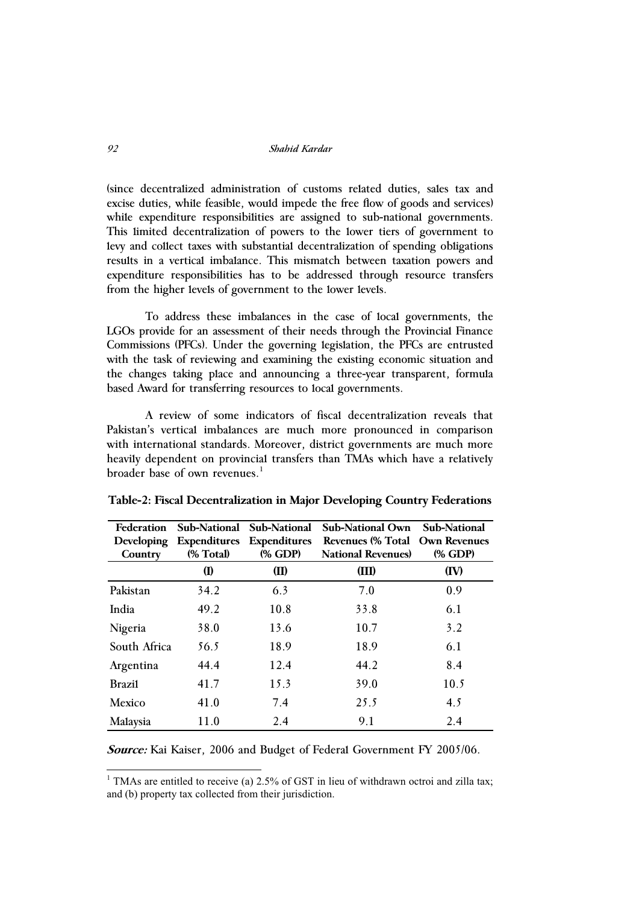(since decentralized administration of customs related duties, sales tax and excise duties, while feasible, would impede the free flow of goods and services) while expenditure responsibilities are assigned to sub-national governments. This limited decentralization of powers to the lower tiers of government to levy and collect taxes with substantial decentralization of spending obligations results in a vertical imbalance. This mismatch between taxation powers and expenditure responsibilities has to be addressed through resource transfers from the higher levels of government to the lower levels.

To address these imbalances in the case of local governments, the LGOs provide for an assessment of their needs through the Provincial Finance Commissions (PFCs). Under the governing legislation, the PFCs are entrusted with the task of reviewing and examining the existing economic situation and the changes taking place and announcing a three-year transparent, formula based Award for transferring resources to local governments.

A review of some indicators of fiscal decentralization reveals that Pakistan's vertical imbalances are much more pronounced in comparison with international standards. Moreover, district governments are much more heavily dependent on provincial transfers than TMAs which have a relatively broader base of own revenues.[1]

**Table-2: Fiscal Decentralization in Major Developing Country Federations**

| Federation Developing Country | Sub-National Expenditures (% Total) | Sub-National Expenditures (% GDP) | Sub-National Own Revenues (% Total National Revenues) | Sub-National Own Revenues (% GDP) |
|---|---|---|---|---|
| | (I) | (II) | (III) | (IV) |
| Pakistan | 34.2 | 6.3 | 7.0 | 0.9 |
| India | 49.2 | 10.8 | 33.8 | 6.1 |
| Nigeria | 38.0 | 13.6 | 10.7 | 3.2 |
| South Africa | 56.5 | 18.9 | 18.9 | 6.1 |
| Argentina | 44.4 | 12.4 | 44.2 | 8.4 |
| Brazil | 41.7 | 15.3 | 39.0 | 10.5 |
| Mexico | 41.0 | 7.4 | 25.5 | 4.5 |
| Malaysia | 11.0 | 2.4 | 9.1 | 2.4 |

***Source:*** Kai Kaiser, 2006 and Budget of Federal Government FY 2005/06.

[1] TMAs are entitled to receive (a) 2.5% of GST in lieu of withdrawn octroi and zilla tax; and (b) property tax collected from their jurisdiction.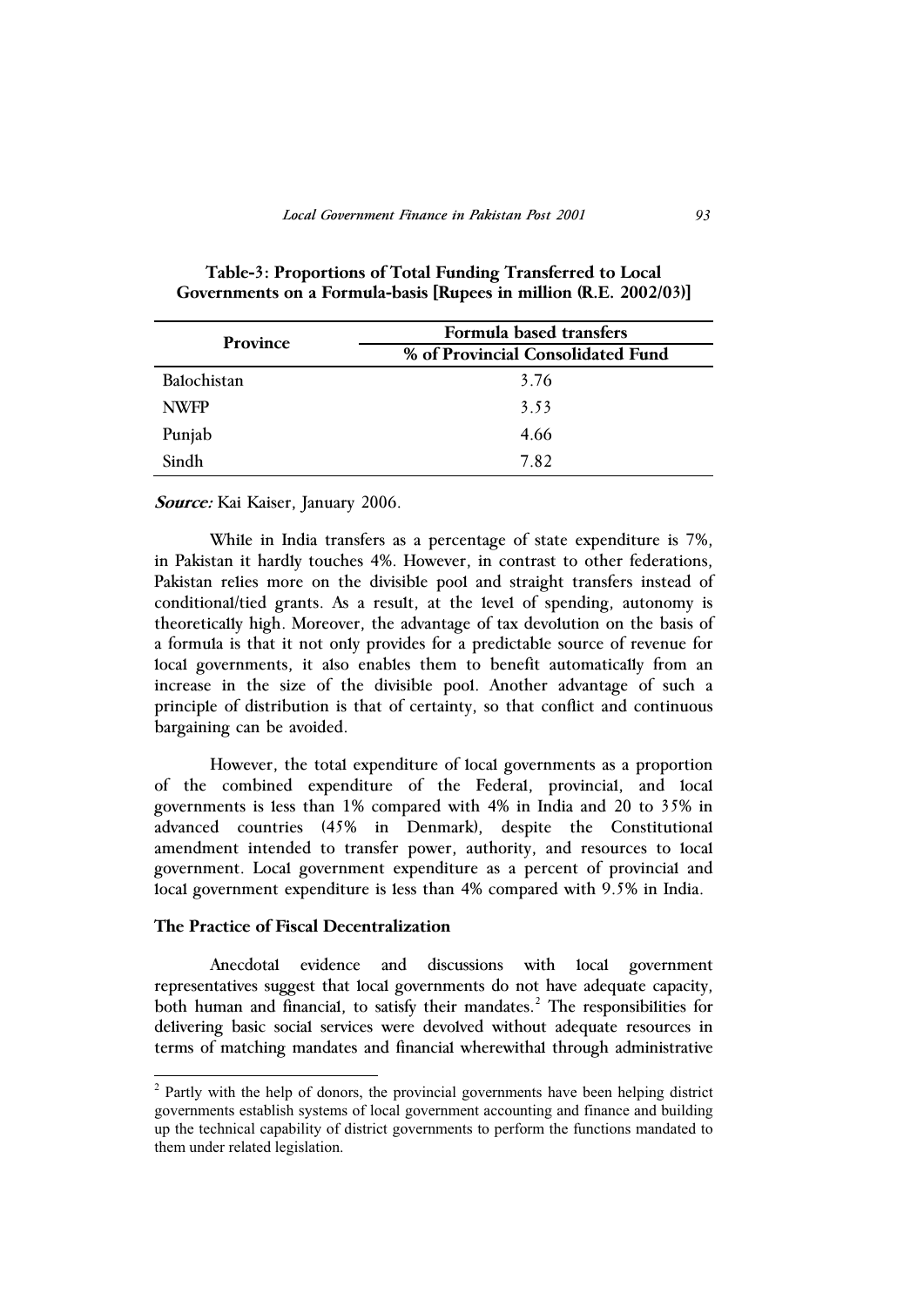**Table-3: Proportions of Total Funding Transferred to Local Governments on a Formula-basis [Rupees in million (R.E. 2002/03)]**

| Province | Formula based transfers |
|---|---|
| | % of Provincial Consolidated Fund |
| Balochistan | 3.76 |
| NWFP | 3.53 |
| Punjab | 4.66 |
| Sindh | 7.82 |

***Source:*** Kai Kaiser, January 2006.

While in India transfers as a percentage of state expenditure is 7%, in Pakistan it hardly touches 4%. However, in contrast to other federations, Pakistan relies more on the divisible pool and straight transfers instead of conditional/tied grants. As a result, at the level of spending, autonomy is theoretically high. Moreover, the advantage of tax devolution on the basis of a formula is that it not only provides for a predictable source of revenue for local governments, it also enables them to benefit automatically from an increase in the size of the divisible pool. Another advantage of such a principle of distribution is that of certainty, so that conflict and continuous bargaining can be avoided.

However, the total expenditure of local governments as a proportion of the combined expenditure of the Federal, provincial, and local governments is less than 1% compared with 4% in India and 20 to 35% in advanced countries (45% in Denmark), despite the Constitutional amendment intended to transfer power, authority, and resources to local government. Local government expenditure as a percent of provincial and local government expenditure is less than 4% compared with 9.5% in India.

### The Practice of Fiscal Decentralization

Anecdotal evidence and discussions with local government representatives suggest that local governments do not have adequate capacity, both human and financial, to satisfy their mandates.[2] The responsibilities for delivering basic social services were devolved without adequate resources in terms of matching mandates and financial wherewithal through administrative

[2] Partly with the help of donors, the provincial governments have been helping district governments establish systems of local government accounting and finance and building up the technical capability of district governments to perform the functions mandated to them under related legislation.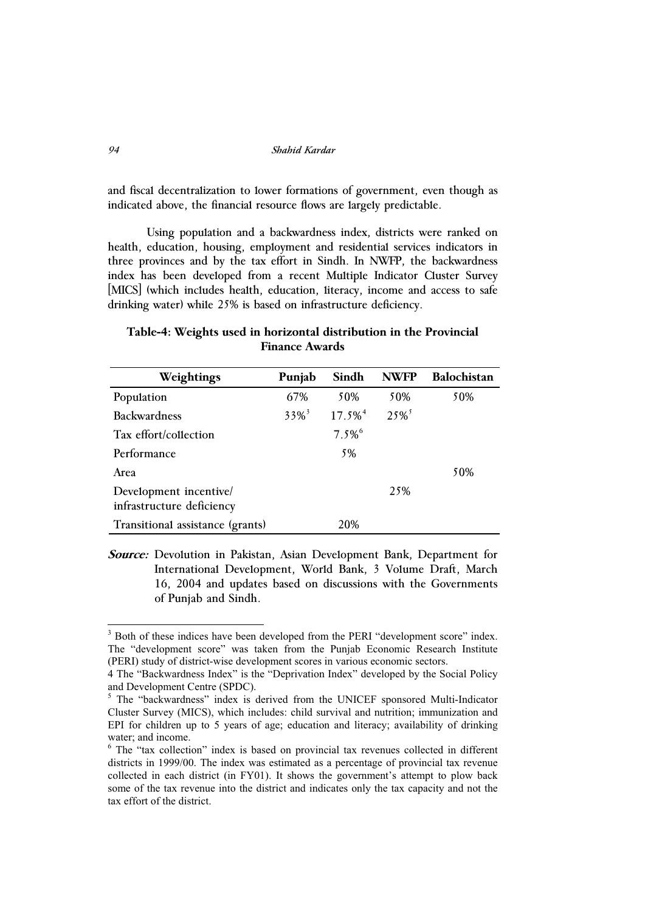and fiscal decentralization to lower formations of government, even though as indicated above, the financial resource flows are largely predictable.

Using population and a backwardness index, districts were ranked on health, education, housing, employment and residential services indicators in three provinces and by the tax effort in Sindh. In NWFP, the backwardness index has been developed from a recent Multiple Indicator Cluster Survey [MICS] (which includes health, education, literacy, income and access to safe drinking water) while 25% is based on infrastructure deficiency.

**Table-4: Weights used in horizontal distribution in the Provincial Finance Awards**

| Weightings | Punjab | Sindh | NWFP | Balochistan |
|---|---|---|---|---|
| Population | 67% | 50% | 50% | 50% |
| Backwardness | 33%[3] | 17.5%[4] | 25%[5] | |
| Tax effort/collection | | 7.5%[6] | | |
| Performance | | 5% | | |
| Area | | | | 50% |
| Development incentive/ infrastructure deficiency | | | 25% | |
| Transitional assistance (grants) | | 20% | | |

***Source:*** Devolution in Pakistan, Asian Development Bank, Department for International Development, World Bank, 3 Volume Draft, March 16, 2004 and updates based on discussions with the Governments of Punjab and Sindh.

[3] Both of these indices have been developed from the PERI "development score" index. The "development score" was taken from the Punjab Economic Research Institute (PERI) study of district-wise development scores in various economic sectors.

4 The "Backwardness Index" is the "Deprivation Index" developed by the Social Policy and Development Centre (SPDC).

[5] The "backwardness" index is derived from the UNICEF sponsored Multi-Indicator Cluster Survey (MICS), which includes: child survival and nutrition; immunization and EPI for children up to 5 years of age; education and literacy; availability of drinking water; and income.

[6] The "tax collection" index is based on provincial tax revenues collected in different districts in 1999/00. The index was estimated as a percentage of provincial tax revenue collected in each district (in FY01). It shows the government's attempt to plow back some of the tax revenue into the district and indicates only the tax capacity and not the tax effort of the district.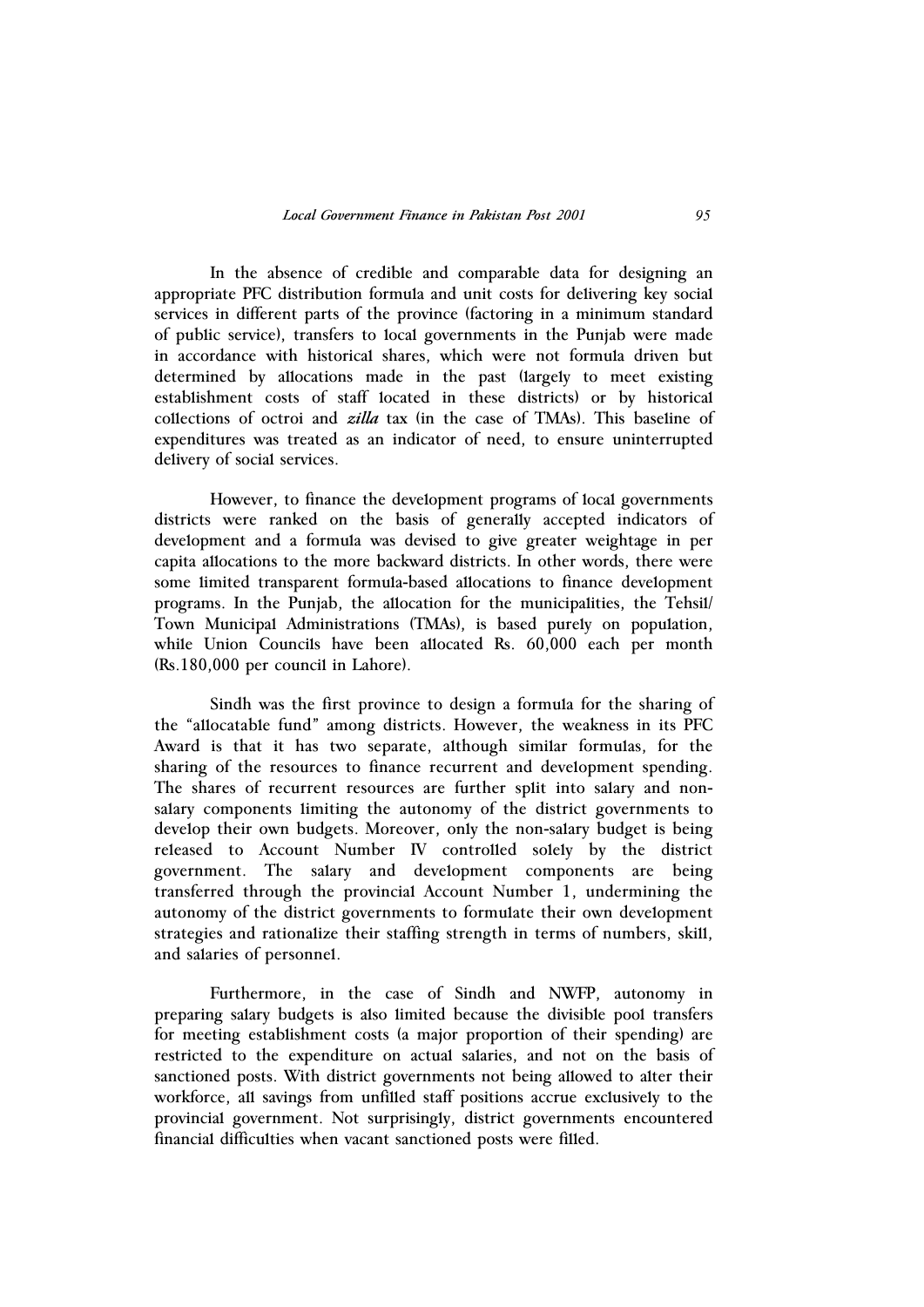In the absence of credible and comparable data for designing an appropriate PFC distribution formula and unit costs for delivering key social services in different parts of the province (factoring in a minimum standard of public service), transfers to local governments in the Punjab were made in accordance with historical shares, which were not formula driven but determined by allocations made in the past (largely to meet existing establishment costs of staff located in these districts) or by historical collections of octroi and *zilla* tax (in the case of TMAs). This baseline of expenditures was treated as an indicator of need, to ensure uninterrupted delivery of social services.

However, to finance the development programs of local governments districts were ranked on the basis of generally accepted indicators of development and a formula was devised to give greater weightage in per capita allocations to the more backward districts. In other words, there were some limited transparent formula-based allocations to finance development programs. In the Punjab, the allocation for the municipalities, the Tehsil/ Town Municipal Administrations (TMAs), is based purely on population, while Union Councils have been allocated Rs. 60,000 each per month (Rs.180,000 per council in Lahore).

Sindh was the first province to design a formula for the sharing of the "allocatable fund" among districts. However, the weakness in its PFC Award is that it has two separate, although similar formulas, for the sharing of the resources to finance recurrent and development spending. The shares of recurrent resources are further split into salary and non-salary components limiting the autonomy of the district governments to develop their own budgets. Moreover, only the non-salary budget is being released to Account Number IV controlled solely by the district government. The salary and development components are being transferred through the provincial Account Number 1, undermining the autonomy of the district governments to formulate their own development strategies and rationalize their staffing strength in terms of numbers, skill, and salaries of personnel.

Furthermore, in the case of Sindh and NWFP, autonomy in preparing salary budgets is also limited because the divisible pool transfers for meeting establishment costs (a major proportion of their spending) are restricted to the expenditure on actual salaries, and not on the basis of sanctioned posts. With district governments not being allowed to alter their workforce, all savings from unfilled staff positions accrue exclusively to the provincial government. Not surprisingly, district governments encountered financial difficulties when vacant sanctioned posts were filled.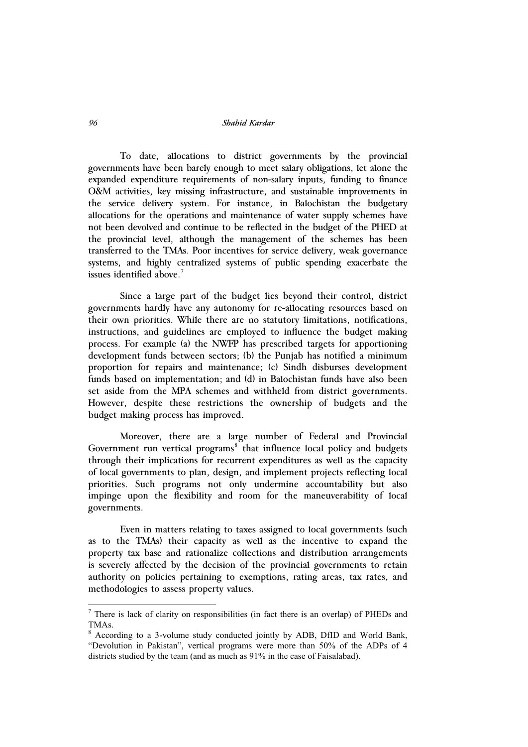To date, allocations to district governments by the provincial governments have been barely enough to meet salary obligations, let alone the expanded expenditure requirements of non-salary inputs, funding to finance O&M activities, key missing infrastructure, and sustainable improvements in the service delivery system. For instance, in Balochistan the budgetary allocations for the operations and maintenance of water supply schemes have not been devolved and continue to be reflected in the budget of the PHED at the provincial level, although the management of the schemes has been transferred to the TMAs. Poor incentives for service delivery, weak governance systems, and highly centralized systems of public spending exacerbate the issues identified above.[7]

Since a large part of the budget lies beyond their control, district governments hardly have any autonomy for re-allocating resources based on their own priorities. While there are no statutory limitations, notifications, instructions, and guidelines are employed to influence the budget making process. For example (a) the NWFP has prescribed targets for apportioning development funds between sectors; (b) the Punjab has notified a minimum proportion for repairs and maintenance; (c) Sindh disburses development funds based on implementation; and (d) in Balochistan funds have also been set aside from the MPA schemes and withheld from district governments. However, despite these restrictions the ownership of budgets and the budget making process has improved.

Moreover, there are a large number of Federal and Provincial Government run vertical programs[8] that influence local policy and budgets through their implications for recurrent expenditures as well as the capacity of local governments to plan, design, and implement projects reflecting local priorities. Such programs not only undermine accountability but also impinge upon the flexibility and room for the maneuverability of local governments.

Even in matters relating to taxes assigned to local governments (such as to the TMAs) their capacity as well as the incentive to expand the property tax base and rationalize collections and distribution arrangements is severely affected by the decision of the provincial governments to retain authority on policies pertaining to exemptions, rating areas, tax rates, and methodologies to assess property values.

---

[7] There is lack of clarity on responsibilities (in fact there is an overlap) of PHEDs and TMAs.

[8] According to a 3-volume study conducted jointly by ADB, DfID and World Bank, "Devolution in Pakistan", vertical programs were more than 50% of the ADPs of 4 districts studied by the team (and as much as 91% in the case of Faisalabad).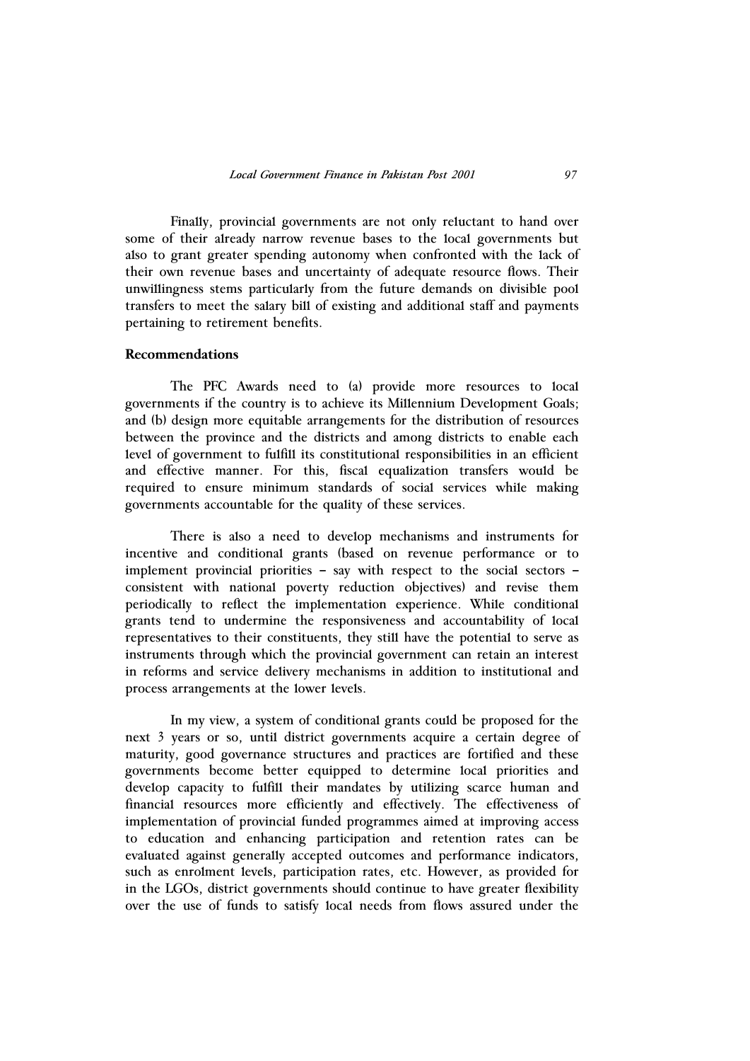Finally, provincial governments are not only reluctant to hand over some of their already narrow revenue bases to the local governments but also to grant greater spending autonomy when confronted with the lack of their own revenue bases and uncertainty of adequate resource flows. Their unwillingness stems particularly from the future demands on divisible pool transfers to meet the salary bill of existing and additional staff and payments pertaining to retirement benefits.

## Recommendations

The PFC Awards need to (a) provide more resources to local governments if the country is to achieve its Millennium Development Goals; and (b) design more equitable arrangements for the distribution of resources between the province and the districts and among districts to enable each level of government to fulfill its constitutional responsibilities in an efficient and effective manner. For this, fiscal equalization transfers would be required to ensure minimum standards of social services while making governments accountable for the quality of these services.

There is also a need to develop mechanisms and instruments for incentive and conditional grants (based on revenue performance or to implement provincial priorities – say with respect to the social sectors – consistent with national poverty reduction objectives) and revise them periodically to reflect the implementation experience. While conditional grants tend to undermine the responsiveness and accountability of local representatives to their constituents, they still have the potential to serve as instruments through which the provincial government can retain an interest in reforms and service delivery mechanisms in addition to institutional and process arrangements at the lower levels.

In my view, a system of conditional grants could be proposed for the next 3 years or so, until district governments acquire a certain degree of maturity, good governance structures and practices are fortified and these governments become better equipped to determine local priorities and develop capacity to fulfill their mandates by utilizing scarce human and financial resources more efficiently and effectively. The effectiveness of implementation of provincial funded programmes aimed at improving access to education and enhancing participation and retention rates can be evaluated against generally accepted outcomes and performance indicators, such as enrolment levels, participation rates, etc. However, as provided for in the LGOs, district governments should continue to have greater flexibility over the use of funds to satisfy local needs from flows assured under the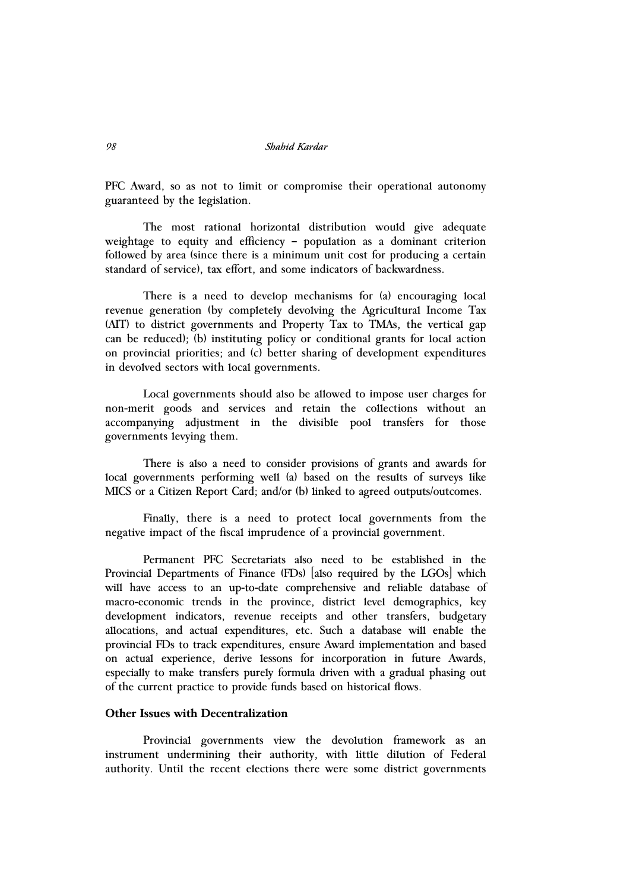PFC Award, so as not to limit or compromise their operational autonomy guaranteed by the legislation.

The most rational horizontal distribution would give adequate weightage to equity and efficiency – population as a dominant criterion followed by area (since there is a minimum unit cost for producing a certain standard of service), tax effort, and some indicators of backwardness.

There is a need to develop mechanisms for (a) encouraging local revenue generation (by completely devolving the Agricultural Income Tax (AIT) to district governments and Property Tax to TMAs, the vertical gap can be reduced); (b) instituting policy or conditional grants for local action on provincial priorities; and (c) better sharing of development expenditures in devolved sectors with local governments.

Local governments should also be allowed to impose user charges for non-merit goods and services and retain the collections without an accompanying adjustment in the divisible pool transfers for those governments levying them.

There is also a need to consider provisions of grants and awards for local governments performing well (a) based on the results of surveys like MICS or a Citizen Report Card; and/or (b) linked to agreed outputs/outcomes.

Finally, there is a need to protect local governments from the negative impact of the fiscal imprudence of a provincial government.

Permanent PFC Secretariats also need to be established in the Provincial Departments of Finance (FDs) [also required by the LGOs] which will have access to an up-to-date comprehensive and reliable database of macro-economic trends in the province, district level demographics, key development indicators, revenue receipts and other transfers, budgetary allocations, and actual expenditures, etc. Such a database will enable the provincial FDs to track expenditures, ensure Award implementation and based on actual experience, derive lessons for incorporation in future Awards, especially to make transfers purely formula driven with a gradual phasing out of the current practice to provide funds based on historical flows.

**Other Issues with Decentralization**

Provincial governments view the devolution framework as an instrument undermining their authority, with little dilution of Federal authority. Until the recent elections there were some district governments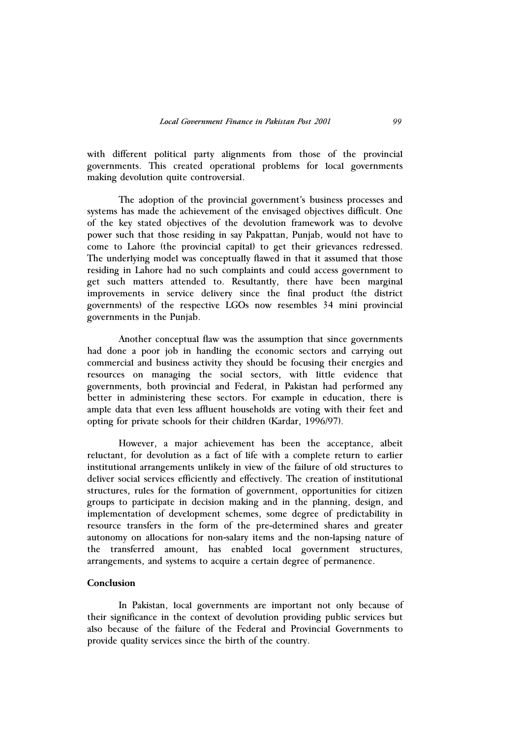with different political party alignments from those of the provincial governments. This created operational problems for local governments making devolution quite controversial.

The adoption of the provincial government's business processes and systems has made the achievement of the envisaged objectives difficult. One of the key stated objectives of the devolution framework was to devolve power such that those residing in say Pakpattan, Punjab, would not have to come to Lahore (the provincial capital) to get their grievances redressed. The underlying model was conceptually flawed in that it assumed that those residing in Lahore had no such complaints and could access government to get such matters attended to. Resultantly, there have been marginal improvements in service delivery since the final product (the district governments) of the respective LGOs now resembles 34 mini provincial governments in the Punjab.

Another conceptual flaw was the assumption that since governments had done a poor job in handling the economic sectors and carrying out commercial and business activity they should be focusing their energies and resources on managing the social sectors, with little evidence that governments, both provincial and Federal, in Pakistan had performed any better in administering these sectors. For example in education, there is ample data that even less affluent households are voting with their feet and opting for private schools for their children (Kardar, 1996/97).

However, a major achievement has been the acceptance, albeit reluctant, for devolution as a fact of life with a complete return to earlier institutional arrangements unlikely in view of the failure of old structures to deliver social services efficiently and effectively. The creation of institutional structures, rules for the formation of government, opportunities for citizen groups to participate in decision making and in the planning, design, and implementation of development schemes, some degree of predictability in resource transfers in the form of the pre-determined shares and greater autonomy on allocations for non-salary items and the non-lapsing nature of the transferred amount, has enabled local government structures, arrangements, and systems to acquire a certain degree of permanence.

## Conclusion

In Pakistan, local governments are important not only because of their significance in the context of devolution providing public services but also because of the failure of the Federal and Provincial Governments to provide quality services since the birth of the country.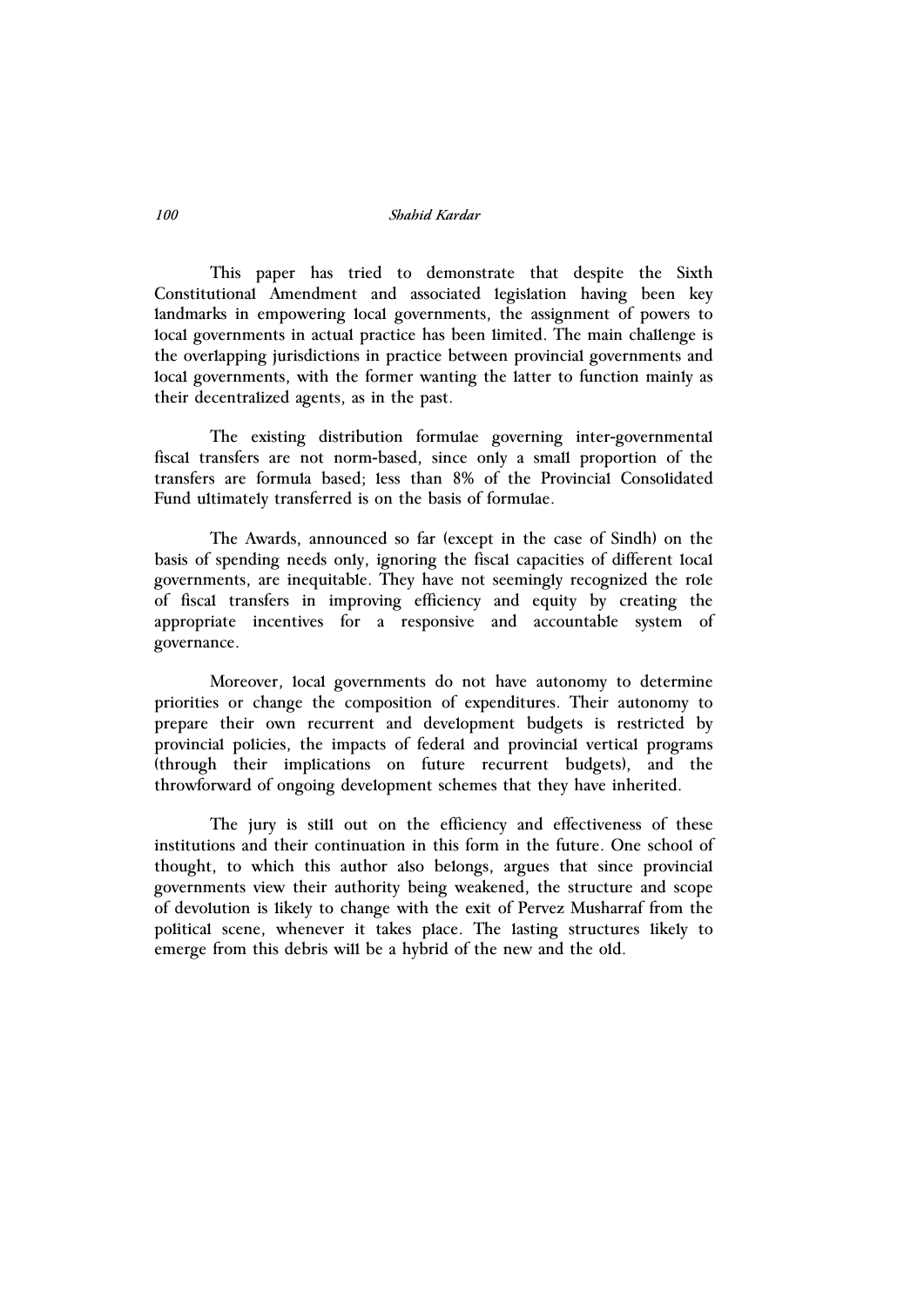This paper has tried to demonstrate that despite the Sixth Constitutional Amendment and associated legislation having been key landmarks in empowering local governments, the assignment of powers to local governments in actual practice has been limited. The main challenge is the overlapping jurisdictions in practice between provincial governments and local governments, with the former wanting the latter to function mainly as their decentralized agents, as in the past.

The existing distribution formulae governing inter-governmental fiscal transfers are not norm-based, since only a small proportion of the transfers are formula based; less than 8% of the Provincial Consolidated Fund ultimately transferred is on the basis of formulae.

The Awards, announced so far (except in the case of Sindh) on the basis of spending needs only, ignoring the fiscal capacities of different local governments, are inequitable. They have not seemingly recognized the role of fiscal transfers in improving efficiency and equity by creating the appropriate incentives for a responsive and accountable system of governance.

Moreover, local governments do not have autonomy to determine priorities or change the composition of expenditures. Their autonomy to prepare their own recurrent and development budgets is restricted by provincial policies, the impacts of federal and provincial vertical programs (through their implications on future recurrent budgets), and the throwforward of ongoing development schemes that they have inherited.

The jury is still out on the efficiency and effectiveness of these institutions and their continuation in this form in the future. One school of thought, to which this author also belongs, argues that since provincial governments view their authority being weakened, the structure and scope of devolution is likely to change with the exit of Pervez Musharraf from the political scene, whenever it takes place. The lasting structures likely to emerge from this debris will be a hybrid of the new and the old.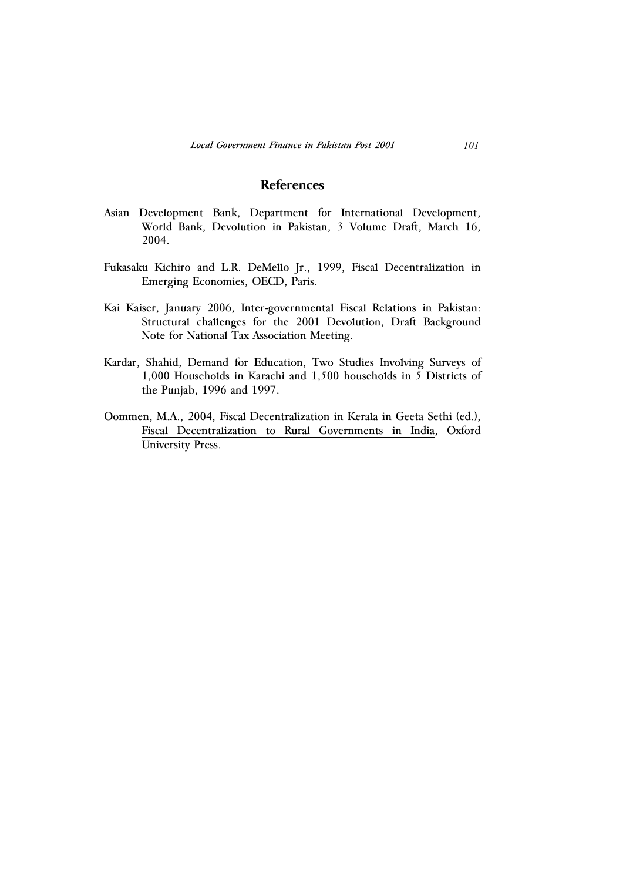## References

Asian Development Bank, Department for International Development, World Bank, Devolution in Pakistan, 3 Volume Draft, March 16, 2004.

Fukasaku Kichiro and L.R. DeMello Jr., 1999, Fiscal Decentralization in Emerging Economies, OECD, Paris.

Kai Kaiser, January 2006, Inter-governmental Fiscal Relations in Pakistan: Structural challenges for the 2001 Devolution, Draft Background Note for National Tax Association Meeting.

Kardar, Shahid, Demand for Education, Two Studies Involving Surveys of 1,000 Households in Karachi and 1,500 households in 5 Districts of the Punjab, 1996 and 1997.

Oommen, M.A., 2004, Fiscal Decentralization in Kerala in Geeta Sethi (ed.), Fiscal Decentralization to Rural Governments in India, Oxford University Press.